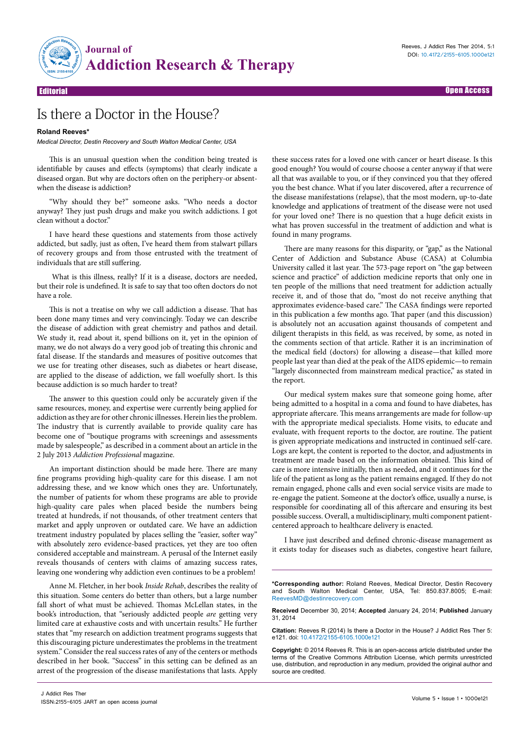Editorial | Open Access

# Is there a Doctor in the House?

**Roland Reeves***

*Medical Director, Destin Recovery and South Walton Medical Center, USA*

This is an unusual question when the condition being treated is identifiable by causes and effects (symptoms) that clearly indicate a diseased organ. But why are doctors often on the periphery-or absent-when the disease is addiction?

"Why should they be?" someone asks. "Who needs a doctor anyway? They just push drugs and make you switch addictions. I got clean without a doctor."

I have heard these questions and statements from those actively addicted, but sadly, just as often, I've heard them from stalwart pillars of recovery groups and from those entrusted with the treatment of individuals that are still suffering.

What is this illness, really? If it is a disease, doctors are needed, but their role is undefined. It is safe to say that too often doctors do not have a role.

This is not a treatise on why we call addiction a disease. That has been done many times and very convincingly. Today we can describe the disease of addiction with great chemistry and pathos and detail. We study it, read about it, spend billions on it, yet in the opinion of many, we do not always do a very good job of treating this chronic and fatal disease. If the standards and measures of positive outcomes that we use for treating other diseases, such as diabetes or heart disease, are applied to the disease of addiction, we fall woefully short. Is this because addiction is so much harder to treat?

The answer to this question could only be accurately given if the same resources, money, and expertise were currently being applied for addiction as they are for other chronic illnesses. Herein lies the problem. The industry that is currently available to provide quality care has become one of "boutique programs with screenings and assessments made by salespeople," as described in a comment about an article in the 2 July 2013 *Addiction Professional* magazine.

An important distinction should be made here. There are many fine programs providing high-quality care for this disease. I am not addressing these, and we know which ones they are. Unfortunately, the number of patients for whom these programs are able to provide high-quality care pales when placed beside the numbers being treated at hundreds, if not thousands, of other treatment centers that market and apply unproven or outdated care. We have an addiction treatment industry populated by places selling the "easier, softer way" with absolutely zero evidence-based practices, yet they are too often considered acceptable and mainstream. A perusal of the Internet easily reveals thousands of centers with claims of amazing success rates, leaving one wondering why addiction even continues to be a problem!

Anne M. Fletcher, in her book *Inside Rehab*, describes the reality of this situation. Some centers do better than others, but a large number fall short of what must be achieved. Thomas McLellan states, in the book's introduction, that "seriously addicted people *are* getting very limited care at exhaustive costs and with uncertain results." He further states that "my research on addiction treatment programs suggests that this discouraging picture underestimates the problems in the treatment system." Consider the real success rates of any of the centers or methods described in her book. "Success" in this setting can be defined as an arrest of the progression of the disease manifestations that lasts. Apply these success rates for a loved one with cancer or heart disease. Is this good enough? You would of course choose a center anyway if that were all that was available to you, or if they convinced you that they offered you the best chance. What if you later discovered, after a recurrence of the disease manifestations (relapse), that the most modern, up-to-date knowledge and applications of treatment of the disease were not used for your loved one? There is no question that a huge deficit exists in what has proven successful in the treatment of addiction and what is found in many programs.

There are many reasons for this disparity, or "gap," as the National Center of Addiction and Substance Abuse (CASA) at Columbia University called it last year. The 573-page report on "the gap between science and practice" of addiction medicine reports that only one in ten people of the millions that need treatment for addiction actually receive it, and of those that do, "most do not receive anything that approximates evidence-based care." The CASA findings were reported in this publication a few months ago. That paper (and this discussion) is absolutely not an accusation against thousands of competent and diligent therapists in this field, as was received, by some, as noted in the comments section of that article. Rather it is an incrimination of the medical field (doctors) for allowing a disease—that killed more people last year than died at the peak of the AIDS epidemic—to remain "largely disconnected from mainstream medical practice," as stated in the report.

Our medical system makes sure that someone going home, after being admitted to a hospital in a coma and found to have diabetes, has appropriate aftercare. This means arrangements are made for follow-up with the appropriate medical specialists. Home visits, to educate and evaluate, with frequent reports to the doctor, are routine. The patient is given appropriate medications and instructed in continued self-care. Logs are kept, the content is reported to the doctor, and adjustments in treatment are made based on the information obtained. This kind of care is more intensive initially, then as needed, and it continues for the life of the patient as long as the patient remains engaged. If they do not remain engaged, phone calls and even social service visits are made to re-engage the patient. Someone at the doctor's office, usually a nurse, is responsible for coordinating all of this aftercare and ensuring its best possible success. Overall, a multidisciplinary, multi component patient-centered approach to healthcare delivery is enacted.

I have just described and defined chronic-disease management as it exists today for diseases such as diabetes, congestive heart failure,

---

***Corresponding author:** Roland Reeves, Medical Director, Destin Recovery and South Walton Medical Center, USA, Tel: 850.837.8005; E-mail: ReevesMD@destinrecovery.com

**Received** December 30, 2014; **Accepted** January 24, 2014; **Published** January 31, 2014

**Citation:** Reeves R (2014) Is there a Doctor in the House? J Addict Res Ther 5: e121. doi: 10.4172/2155-6105.1000e121

**Copyright:** © 2014 Reeves R. This is an open-access article distributed under the terms of the Creative Commons Attribution License, which permits unrestricted use, distribution, and reproduction in any medium, provided the original author and source are credited.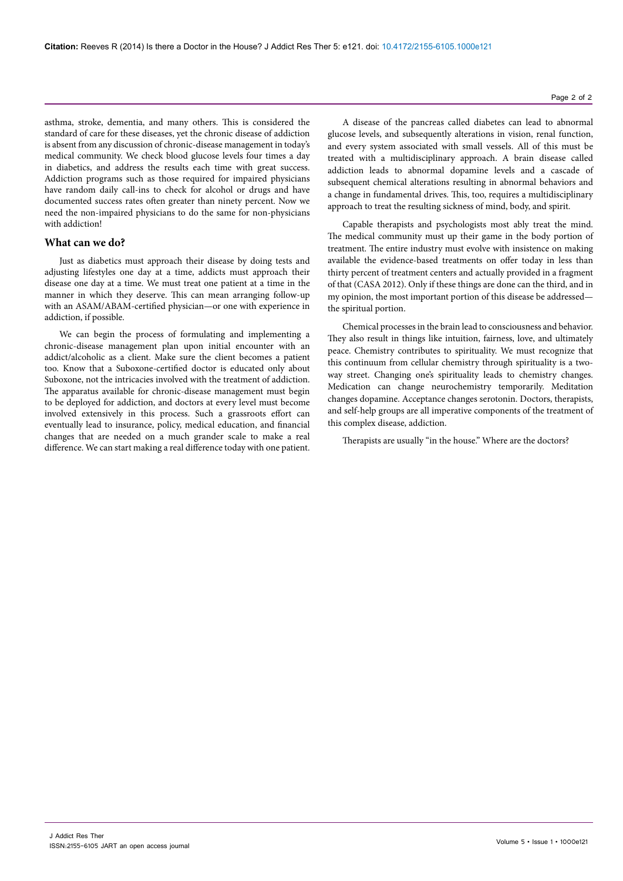asthma, stroke, dementia, and many others. This is considered the standard of care for these diseases, yet the chronic disease of addiction is absent from any discussion of chronic-disease management in today's medical community. We check blood glucose levels four times a day in diabetics, and address the results each time with great success. Addiction programs such as those required for impaired physicians have random daily call-ins to check for alcohol or drugs and have documented success rates often greater than ninety percent. Now we need the non-impaired physicians to do the same for non-physicians with addiction!

## What can we do?

Just as diabetics must approach their disease by doing tests and adjusting lifestyles one day at a time, addicts must approach their disease one day at a time. We must treat one patient at a time in the manner in which they deserve. This can mean arranging follow-up with an ASAM/ABAM-certified physician—or one with experience in addiction, if possible.

We can begin the process of formulating and implementing a chronic-disease management plan upon initial encounter with an addict/alcoholic as a client. Make sure the client becomes a patient too. Know that a Suboxone-certified doctor is educated only about Suboxone, not the intricacies involved with the treatment of addiction. The apparatus available for chronic-disease management must begin to be deployed for addiction, and doctors at every level must become involved extensively in this process. Such a grassroots effort can eventually lead to insurance, policy, medical education, and financial changes that are needed on a much grander scale to make a real difference. We can start making a real difference today with one patient.

A disease of the pancreas called diabetes can lead to abnormal glucose levels, and subsequently alterations in vision, renal function, and every system associated with small vessels. All of this must be treated with a multidisciplinary approach. A brain disease called addiction leads to abnormal dopamine levels and a cascade of subsequent chemical alterations resulting in abnormal behaviors and a change in fundamental drives. This, too, requires a multidisciplinary approach to treat the resulting sickness of mind, body, and spirit.

Capable therapists and psychologists most ably treat the mind. The medical community must up their game in the body portion of treatment. The entire industry must evolve with insistence on making available the evidence-based treatments on offer today in less than thirty percent of treatment centers and actually provided in a fragment of that (CASA 2012). Only if these things are done can the third, and in my opinion, the most important portion of this disease be addressed—the spiritual portion.

Chemical processes in the brain lead to consciousness and behavior. They also result in things like intuition, fairness, love, and ultimately peace. Chemistry contributes to spirituality. We must recognize that this continuum from cellular chemistry through spirituality is a two-way street. Changing one's spirituality leads to chemistry changes. Medication can change neurochemistry temporarily. Meditation changes dopamine. Acceptance changes serotonin. Doctors, therapists, and self-help groups are all imperative components of the treatment of this complex disease, addiction.

Therapists are usually "in the house." Where are the doctors?